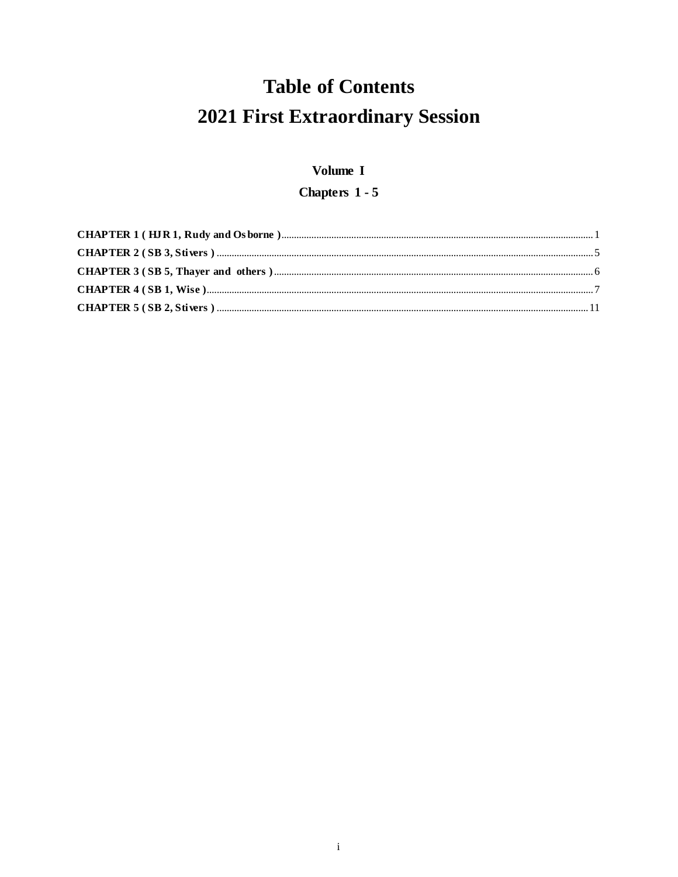# Table of Contents
# 2021 First Extraordinary Session

### Volume I

### Chapters 1 - 5

**CHAPTER 1 ( HJR 1, Rudy and Osborne )** ........................................ 1
**CHAPTER 2 ( SB 3, Stivers )** ........................................ 5
**CHAPTER 3 ( SB 5, Thayer and others )** ........................................ 6
**CHAPTER 4 ( SB 1, Wise )** ........................................ 7
**CHAPTER 5 ( SB 2, Stivers )** ........................................ 11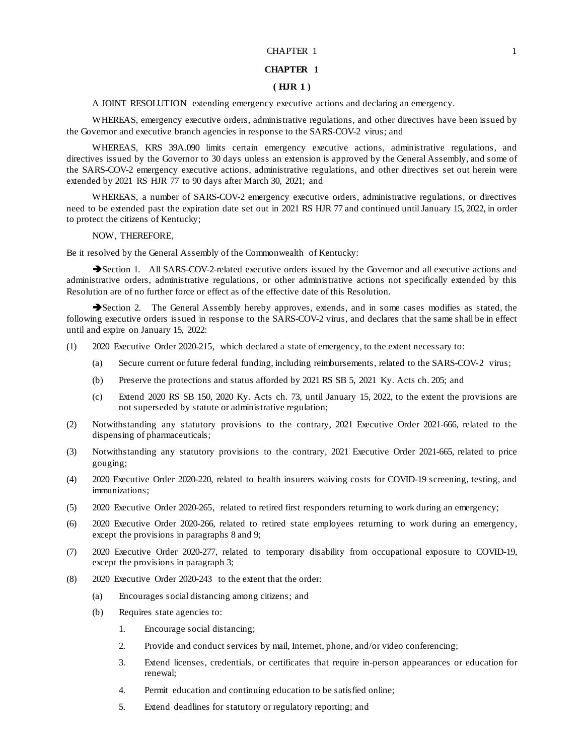# CHAPTER 1

## ( HJR 1 )

A JOINT RESOLUTION extending emergency executive actions and declaring an emergency.

WHEREAS, emergency executive orders, administrative regulations, and other directives have been issued by the Governor and executive branch agencies in response to the SARS-COV-2 virus; and

WHEREAS, KRS 39A.090 limits certain emergency executive actions, administrative regulations, and directives issued by the Governor to 30 days unless an extension is approved by the General Assembly, and some of the SARS-COV-2 emergency executive actions, administrative regulations, and other directives set out herein were extended by 2021 RS HJR 77 to 90 days after March 30, 2021; and

WHEREAS, a number of SARS-COV-2 emergency executive orders, administrative regulations, or directives need to be extended past the expiration date set out in 2021 RS HJR 77 and continued until January 15, 2022, in order to protect the citizens of Kentucky;

NOW, THEREFORE,

Be it resolved by the General Assembly of the Commonwealth of Kentucky:

➔Section 1. All SARS-COV-2-related executive orders issued by the Governor and all executive actions and administrative orders, administrative regulations, or other administrative actions not specifically extended by this Resolution are of no further force or effect as of the effective date of this Resolution.

➔Section 2. The General Assembly hereby approves, extends, and in some cases modifies as stated, the following executive orders issued in response to the SARS-COV-2 virus, and declares that the same shall be in effect until and expire on January 15, 2022:

(1) 2020 Executive Order 2020-215, which declared a state of emergency, to the extent necessary to:

 (a) Secure current or future federal funding, including reimbursements, related to the SARS-COV-2 virus;

 (b) Preserve the protections and status afforded by 2021 RS SB 5, 2021 Ky. Acts ch. 205; and

 (c) Extend 2020 RS SB 150, 2020 Ky. Acts ch. 73, until January 15, 2022, to the extent the provisions are not superseded by statute or administrative regulation;

(2) Notwithstanding any statutory provisions to the contrary, 2021 Executive Order 2021-666, related to the dispensing of pharmaceuticals;

(3) Notwithstanding any statutory provisions to the contrary, 2021 Executive Order 2021-665, related to price gouging;

(4) 2020 Executive Order 2020-220, related to health insurers waiving costs for COVID-19 screening, testing, and immunizations;

(5) 2020 Executive Order 2020-265, related to retired first responders returning to work during an emergency;

(6) 2020 Executive Order 2020-266, related to retired state employees returning to work during an emergency, except the provisions in paragraphs 8 and 9;

(7) 2020 Executive Order 2020-277, related to temporary disability from occupational exposure to COVID-19, except the provisions in paragraph 3;

(8) 2020 Executive Order 2020-243 to the extent that the order:

 (a) Encourages social distancing among citizens; and

 (b) Requires state agencies to:

  1. Encourage social distancing;

  2. Provide and conduct services by mail, Internet, phone, and/or video conferencing;

  3. Extend licenses, credentials, or certificates that require in-person appearances or education for renewal;

  4. Permit education and continuing education to be satisfied online;

  5. Extend deadlines for statutory or regulatory reporting; and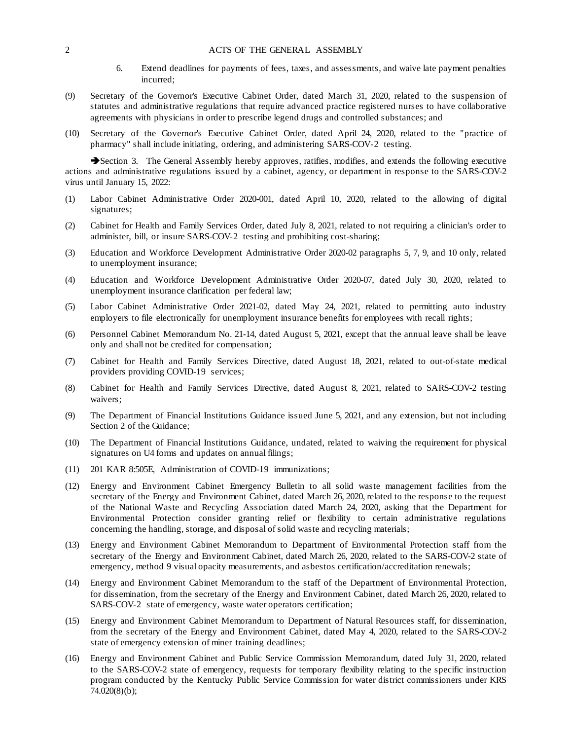6. Extend deadlines for payments of fees, taxes, and assessments, and waive late payment penalties incurred;

(9) Secretary of the Governor's Executive Cabinet Order, dated March 31, 2020, related to the suspension of statutes and administrative regulations that require advanced practice registered nurses to have collaborative agreements with physicians in order to prescribe legend drugs and controlled substances; and

(10) Secretary of the Governor's Executive Cabinet Order, dated April 24, 2020, related to the "practice of pharmacy" shall include initiating, ordering, and administering SARS-COV-2 testing.

➔Section 3. The General Assembly hereby approves, ratifies, modifies, and extends the following executive actions and administrative regulations issued by a cabinet, agency, or department in response to the SARS-COV-2 virus until January 15, 2022:

(1) Labor Cabinet Administrative Order 2020-001, dated April 10, 2020, related to the allowing of digital signatures;

(2) Cabinet for Health and Family Services Order, dated July 8, 2021, related to not requiring a clinician's order to administer, bill, or insure SARS-COV-2 testing and prohibiting cost-sharing;

(3) Education and Workforce Development Administrative Order 2020-02 paragraphs 5, 7, 9, and 10 only, related to unemployment insurance;

(4) Education and Workforce Development Administrative Order 2020-07, dated July 30, 2020, related to unemployment insurance clarification per federal law;

(5) Labor Cabinet Administrative Order 2021-02, dated May 24, 2021, related to permitting auto industry employers to file electronically for unemployment insurance benefits for employees with recall rights;

(6) Personnel Cabinet Memorandum No. 21-14, dated August 5, 2021, except that the annual leave shall be leave only and shall not be credited for compensation;

(7) Cabinet for Health and Family Services Directive, dated August 18, 2021, related to out-of-state medical providers providing COVID-19 services;

(8) Cabinet for Health and Family Services Directive, dated August 8, 2021, related to SARS-COV-2 testing waivers;

(9) The Department of Financial Institutions Guidance issued June 5, 2021, and any extension, but not including Section 2 of the Guidance;

(10) The Department of Financial Institutions Guidance, undated, related to waiving the requirement for physical signatures on U4 forms and updates on annual filings;

(11) 201 KAR 8:505E, Administration of COVID-19 immunizations;

(12) Energy and Environment Cabinet Emergency Bulletin to all solid waste management facilities from the secretary of the Energy and Environment Cabinet, dated March 26, 2020, related to the response to the request of the National Waste and Recycling Association dated March 24, 2020, asking that the Department for Environmental Protection consider granting relief or flexibility to certain administrative regulations concerning the handling, storage, and disposal of solid waste and recycling materials;

(13) Energy and Environment Cabinet Memorandum to Department of Environmental Protection staff from the secretary of the Energy and Environment Cabinet, dated March 26, 2020, related to the SARS-COV-2 state of emergency, method 9 visual opacity measurements, and asbestos certification/accreditation renewals;

(14) Energy and Environment Cabinet Memorandum to the staff of the Department of Environmental Protection, for dissemination, from the secretary of the Energy and Environment Cabinet, dated March 26, 2020, related to SARS-COV-2 state of emergency, waste water operators certification;

(15) Energy and Environment Cabinet Memorandum to Department of Natural Resources staff, for dissemination, from the secretary of the Energy and Environment Cabinet, dated May 4, 2020, related to the SARS-COV-2 state of emergency extension of miner training deadlines;

(16) Energy and Environment Cabinet and Public Service Commission Memorandum, dated July 31, 2020, related to the SARS-COV-2 state of emergency, requests for temporary flexibility relating to the specific instruction program conducted by the Kentucky Public Service Commission for water district commissioners under KRS 74.020(8)(b);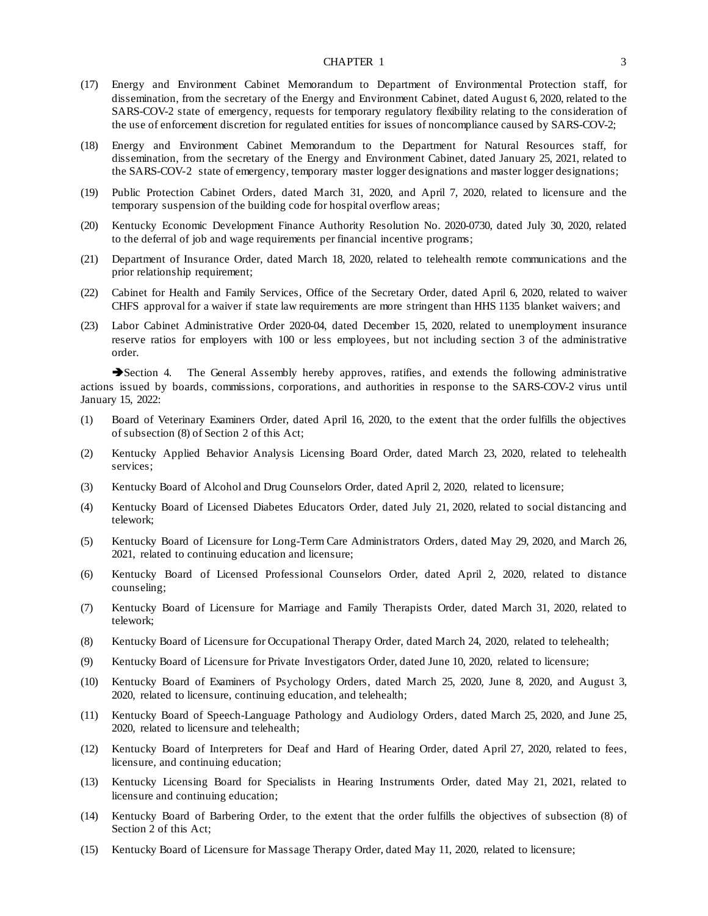(17) Energy and Environment Cabinet Memorandum to Department of Environmental Protection staff, for dissemination, from the secretary of the Energy and Environment Cabinet, dated August 6, 2020, related to the SARS-COV-2 state of emergency, requests for temporary regulatory flexibility relating to the consideration of the use of enforcement discretion for regulated entities for issues of noncompliance caused by SARS-COV-2;

(18) Energy and Environment Cabinet Memorandum to the Department for Natural Resources staff, for dissemination, from the secretary of the Energy and Environment Cabinet, dated January 25, 2021, related to the SARS-COV-2 state of emergency, temporary master logger designations and master logger designations;

(19) Public Protection Cabinet Orders, dated March 31, 2020, and April 7, 2020, related to licensure and the temporary suspension of the building code for hospital overflow areas;

(20) Kentucky Economic Development Finance Authority Resolution No. 2020-0730, dated July 30, 2020, related to the deferral of job and wage requirements per financial incentive programs;

(21) Department of Insurance Order, dated March 18, 2020, related to telehealth remote communications and the prior relationship requirement;

(22) Cabinet for Health and Family Services, Office of the Secretary Order, dated April 6, 2020, related to waiver CHFS approval for a waiver if state law requirements are more stringent than HHS 1135 blanket waivers; and

(23) Labor Cabinet Administrative Order 2020-04, dated December 15, 2020, related to unemployment insurance reserve ratios for employers with 100 or less employees, but not including section 3 of the administrative order.

➔Section 4. The General Assembly hereby approves, ratifies, and extends the following administrative actions issued by boards, commissions, corporations, and authorities in response to the SARS-COV-2 virus until January 15, 2022:

(1) Board of Veterinary Examiners Order, dated April 16, 2020, to the extent that the order fulfills the objectives of subsection (8) of Section 2 of this Act;

(2) Kentucky Applied Behavior Analysis Licensing Board Order, dated March 23, 2020, related to telehealth services;

(3) Kentucky Board of Alcohol and Drug Counselors Order, dated April 2, 2020, related to licensure;

(4) Kentucky Board of Licensed Diabetes Educators Order, dated July 21, 2020, related to social distancing and telework;

(5) Kentucky Board of Licensure for Long-Term Care Administrators Orders, dated May 29, 2020, and March 26, 2021, related to continuing education and licensure;

(6) Kentucky Board of Licensed Professional Counselors Order, dated April 2, 2020, related to distance counseling;

(7) Kentucky Board of Licensure for Marriage and Family Therapists Order, dated March 31, 2020, related to telework;

(8) Kentucky Board of Licensure for Occupational Therapy Order, dated March 24, 2020, related to telehealth;

(9) Kentucky Board of Licensure for Private Investigators Order, dated June 10, 2020, related to licensure;

(10) Kentucky Board of Examiners of Psychology Orders, dated March 25, 2020, June 8, 2020, and August 3, 2020, related to licensure, continuing education, and telehealth;

(11) Kentucky Board of Speech-Language Pathology and Audiology Orders, dated March 25, 2020, and June 25, 2020, related to licensure and telehealth;

(12) Kentucky Board of Interpreters for Deaf and Hard of Hearing Order, dated April 27, 2020, related to fees, licensure, and continuing education;

(13) Kentucky Licensing Board for Specialists in Hearing Instruments Order, dated May 21, 2021, related to licensure and continuing education;

(14) Kentucky Board of Barbering Order, to the extent that the order fulfills the objectives of subsection (8) of Section 2 of this Act;

(15) Kentucky Board of Licensure for Massage Therapy Order, dated May 11, 2020, related to licensure;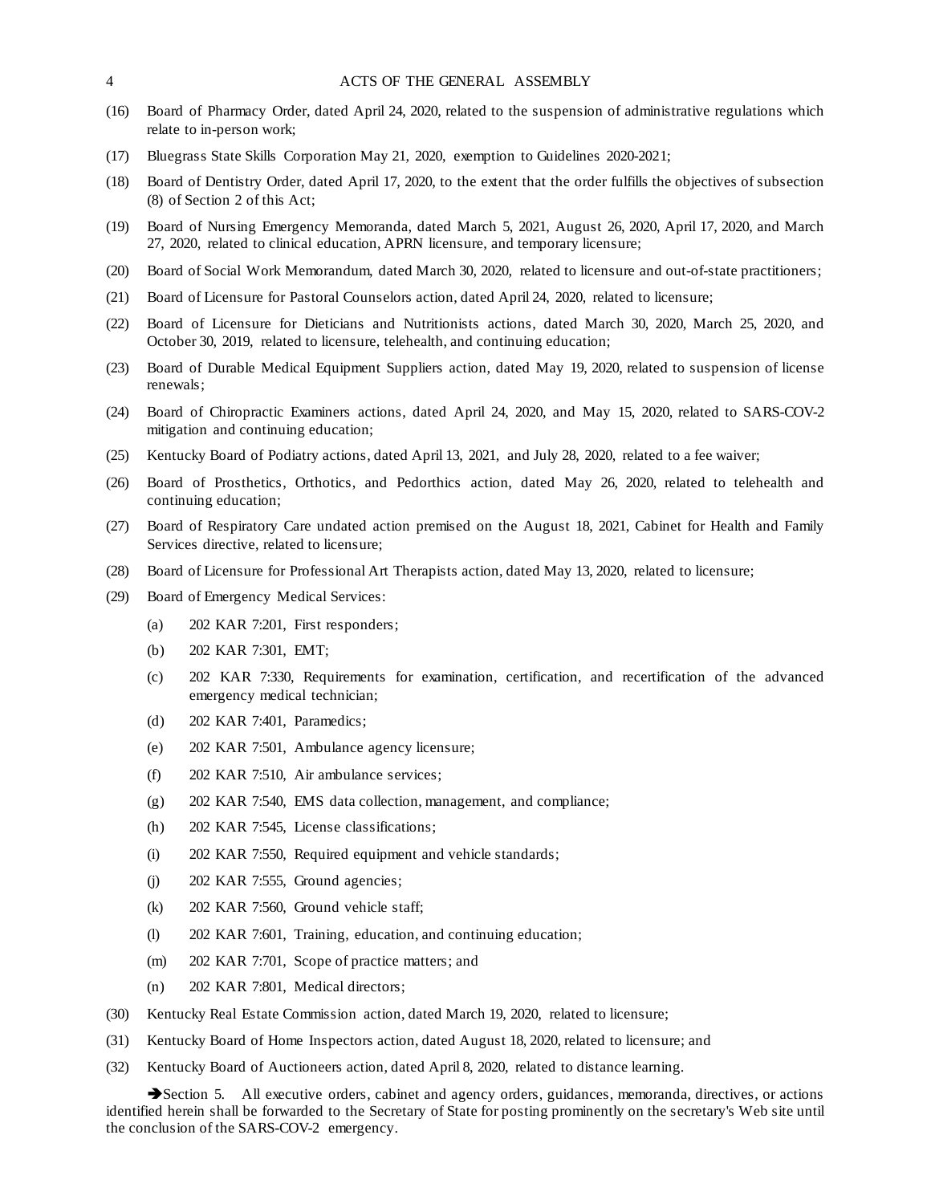(16) Board of Pharmacy Order, dated April 24, 2020, related to the suspension of administrative regulations which relate to in-person work;

(17) Bluegrass State Skills Corporation May 21, 2020, exemption to Guidelines 2020-2021;

(18) Board of Dentistry Order, dated April 17, 2020, to the extent that the order fulfills the objectives of subsection (8) of Section 2 of this Act;

(19) Board of Nursing Emergency Memoranda, dated March 5, 2021, August 26, 2020, April 17, 2020, and March 27, 2020, related to clinical education, APRN licensure, and temporary licensure;

(20) Board of Social Work Memorandum, dated March 30, 2020, related to licensure and out-of-state practitioners;

(21) Board of Licensure for Pastoral Counselors action, dated April 24, 2020, related to licensure;

(22) Board of Licensure for Dieticians and Nutritionists actions, dated March 30, 2020, March 25, 2020, and October 30, 2019, related to licensure, telehealth, and continuing education;

(23) Board of Durable Medical Equipment Suppliers action, dated May 19, 2020, related to suspension of license renewals;

(24) Board of Chiropractic Examiners actions, dated April 24, 2020, and May 15, 2020, related to SARS-COV-2 mitigation and continuing education;

(25) Kentucky Board of Podiatry actions, dated April 13, 2021, and July 28, 2020, related to a fee waiver;

(26) Board of Prosthetics, Orthotics, and Pedorthics action, dated May 26, 2020, related to telehealth and continuing education;

(27) Board of Respiratory Care undated action premised on the August 18, 2021, Cabinet for Health and Family Services directive, related to licensure;

(28) Board of Licensure for Professional Art Therapists action, dated May 13, 2020, related to licensure;

(29) Board of Emergency Medical Services:

   (a) 202 KAR 7:201, First responders;

   (b) 202 KAR 7:301, EMT;

   (c) 202 KAR 7:330, Requirements for examination, certification, and recertification of the advanced emergency medical technician;

   (d) 202 KAR 7:401, Paramedics;

   (e) 202 KAR 7:501, Ambulance agency licensure;

   (f) 202 KAR 7:510, Air ambulance services;

   (g) 202 KAR 7:540, EMS data collection, management, and compliance;

   (h) 202 KAR 7:545, License classifications;

   (i) 202 KAR 7:550, Required equipment and vehicle standards;

   (j) 202 KAR 7:555, Ground agencies;

   (k) 202 KAR 7:560, Ground vehicle staff;

   (l) 202 KAR 7:601, Training, education, and continuing education;

   (m) 202 KAR 7:701, Scope of practice matters; and

   (n) 202 KAR 7:801, Medical directors;

(30) Kentucky Real Estate Commission action, dated March 19, 2020, related to licensure;

(31) Kentucky Board of Home Inspectors action, dated August 18, 2020, related to licensure; and

(32) Kentucky Board of Auctioneers action, dated April 8, 2020, related to distance learning.

➔Section 5. All executive orders, cabinet and agency orders, guidances, memoranda, directives, or actions identified herein shall be forwarded to the Secretary of State for posting prominently on the secretary's Web site until the conclusion of the SARS-COV-2 emergency.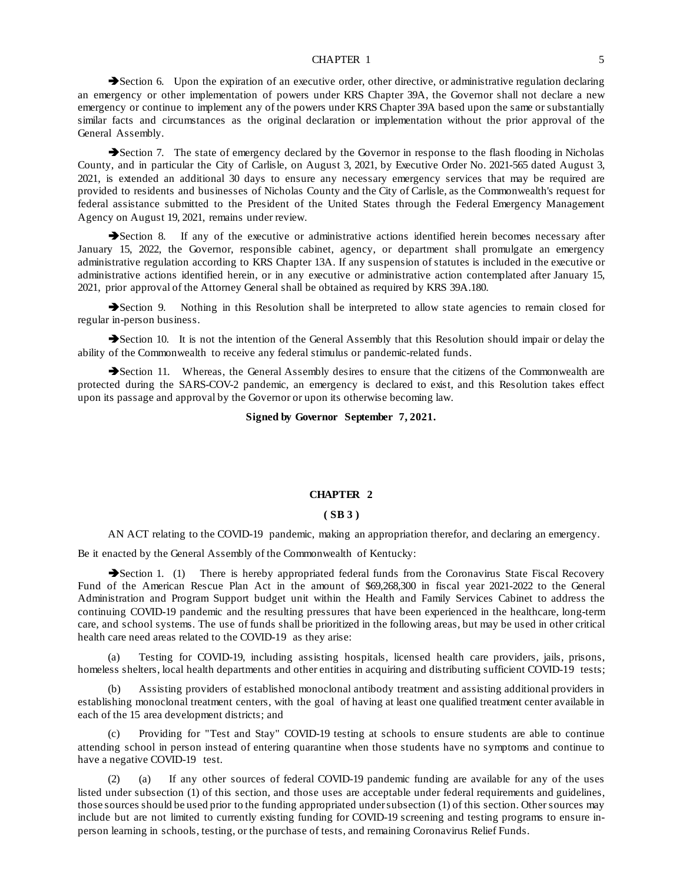➔Section 6. Upon the expiration of an executive order, other directive, or administrative regulation declaring an emergency or other implementation of powers under KRS Chapter 39A, the Governor shall not declare a new emergency or continue to implement any of the powers under KRS Chapter 39A based upon the same or substantially similar facts and circumstances as the original declaration or implementation without the prior approval of the General Assembly.

➔Section 7. The state of emergency declared by the Governor in response to the flash flooding in Nicholas County, and in particular the City of Carlisle, on August 3, 2021, by Executive Order No. 2021-565 dated August 3, 2021, is extended an additional 30 days to ensure any necessary emergency services that may be required are provided to residents and businesses of Nicholas County and the City of Carlisle, as the Commonwealth's request for federal assistance submitted to the President of the United States through the Federal Emergency Management Agency on August 19, 2021, remains under review.

➔Section 8. If any of the executive or administrative actions identified herein becomes necessary after January 15, 2022, the Governor, responsible cabinet, agency, or department shall promulgate an emergency administrative regulation according to KRS Chapter 13A. If any suspension of statutes is included in the executive or administrative actions identified herein, or in any executive or administrative action contemplated after January 15, 2021, prior approval of the Attorney General shall be obtained as required by KRS 39A.180.

➔Section 9. Nothing in this Resolution shall be interpreted to allow state agencies to remain closed for regular in-person business.

➔Section 10. It is not the intention of the General Assembly that this Resolution should impair or delay the ability of the Commonwealth to receive any federal stimulus or pandemic-related funds.

➔Section 11. Whereas, the General Assembly desires to ensure that the citizens of the Commonwealth are protected during the SARS-COV-2 pandemic, an emergency is declared to exist, and this Resolution takes effect upon its passage and approval by the Governor or upon its otherwise becoming law.

**Signed by Governor September 7, 2021.**

## CHAPTER 2

**( SB 3 )**

AN ACT relating to the COVID-19 pandemic, making an appropriation therefor, and declaring an emergency.

Be it enacted by the General Assembly of the Commonwealth of Kentucky:

➔Section 1. (1) There is hereby appropriated federal funds from the Coronavirus State Fiscal Recovery Fund of the American Rescue Plan Act in the amount of $69,268,300 in fiscal year 2021-2022 to the General Administration and Program Support budget unit within the Health and Family Services Cabinet to address the continuing COVID-19 pandemic and the resulting pressures that have been experienced in the healthcare, long-term care, and school systems. The use of funds shall be prioritized in the following areas, but may be used in other critical health care need areas related to the COVID-19 as they arise:

(a) Testing for COVID-19, including assisting hospitals, licensed health care providers, jails, prisons, homeless shelters, local health departments and other entities in acquiring and distributing sufficient COVID-19 tests;

(b) Assisting providers of established monoclonal antibody treatment and assisting additional providers in establishing monoclonal treatment centers, with the goal of having at least one qualified treatment center available in each of the 15 area development districts; and

(c) Providing for "Test and Stay" COVID-19 testing at schools to ensure students are able to continue attending school in person instead of entering quarantine when those students have no symptoms and continue to have a negative COVID-19 test.

(2) (a) If any other sources of federal COVID-19 pandemic funding are available for any of the uses listed under subsection (1) of this section, and those uses are acceptable under federal requirements and guidelines, those sources should be used prior to the funding appropriated under subsection (1) of this section. Other sources may include but are not limited to currently existing funding for COVID-19 screening and testing programs to ensure in-person learning in schools, testing, or the purchase of tests, and remaining Coronavirus Relief Funds.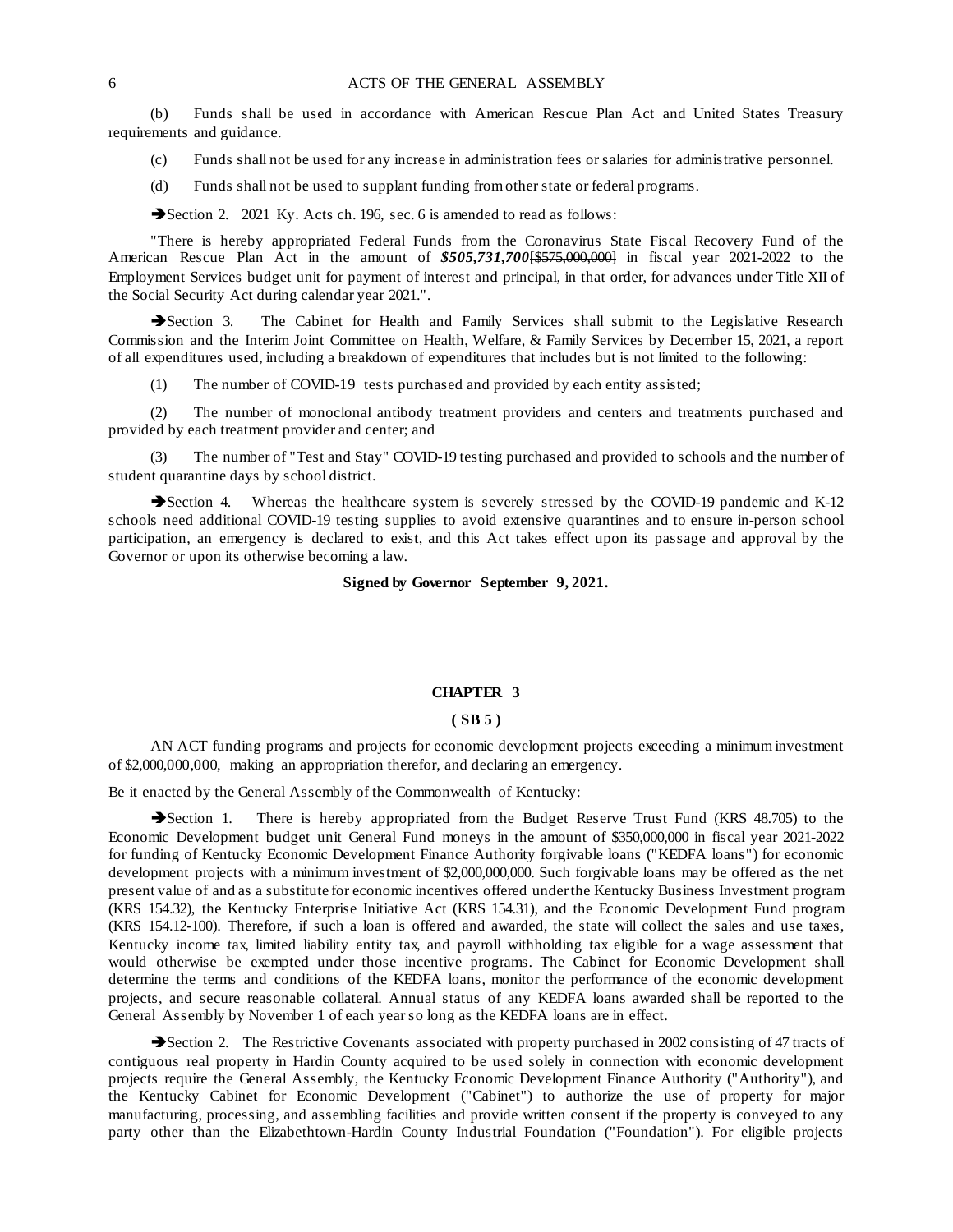(b) Funds shall be used in accordance with American Rescue Plan Act and United States Treasury requirements and guidance.

(c) Funds shall not be used for any increase in administration fees or salaries for administrative personnel.

(d) Funds shall not be used to supplant funding from other state or federal programs.

➔Section 2. 2021 Ky. Acts ch. 196, sec. 6 is amended to read as follows:

"There is hereby appropriated Federal Funds from the Coronavirus State Fiscal Recovery Fund of the American Rescue Plan Act in the amount of ***$505,731,700***~~[$575,000,000]~~ in fiscal year 2021-2022 to the Employment Services budget unit for payment of interest and principal, in that order, for advances under Title XII of the Social Security Act during calendar year 2021.".

➔Section 3. The Cabinet for Health and Family Services shall submit to the Legislative Research Commission and the Interim Joint Committee on Health, Welfare, & Family Services by December 15, 2021, a report of all expenditures used, including a breakdown of expenditures that includes but is not limited to the following:

(1) The number of COVID-19 tests purchased and provided by each entity assisted;

(2) The number of monoclonal antibody treatment providers and centers and treatments purchased and provided by each treatment provider and center; and

(3) The number of "Test and Stay" COVID-19 testing purchased and provided to schools and the number of student quarantine days by school district.

➔Section 4. Whereas the healthcare system is severely stressed by the COVID-19 pandemic and K-12 schools need additional COVID-19 testing supplies to avoid extensive quarantines and to ensure in-person school participation, an emergency is declared to exist, and this Act takes effect upon its passage and approval by the Governor or upon its otherwise becoming a law.

**Signed by Governor September 9, 2021.**

## CHAPTER 3

### ( SB 5 )

AN ACT funding programs and projects for economic development projects exceeding a minimum investment of $2,000,000,000, making an appropriation therefor, and declaring an emergency.

Be it enacted by the General Assembly of the Commonwealth of Kentucky:

➔Section 1. There is hereby appropriated from the Budget Reserve Trust Fund (KRS 48.705) to the Economic Development budget unit General Fund moneys in the amount of $350,000,000 in fiscal year 2021-2022 for funding of Kentucky Economic Development Finance Authority forgivable loans ("KEDFA loans") for economic development projects with a minimum investment of $2,000,000,000. Such forgivable loans may be offered as the net present value of and as a substitute for economic incentives offered under the Kentucky Business Investment program (KRS 154.32), the Kentucky Enterprise Initiative Act (KRS 154.31), and the Economic Development Fund program (KRS 154.12-100). Therefore, if such a loan is offered and awarded, the state will collect the sales and use taxes, Kentucky income tax, limited liability entity tax, and payroll withholding tax eligible for a wage assessment that would otherwise be exempted under those incentive programs. The Cabinet for Economic Development shall determine the terms and conditions of the KEDFA loans, monitor the performance of the economic development projects, and secure reasonable collateral. Annual status of any KEDFA loans awarded shall be reported to the General Assembly by November 1 of each year so long as the KEDFA loans are in effect.

➔Section 2. The Restrictive Covenants associated with property purchased in 2002 consisting of 47 tracts of contiguous real property in Hardin County acquired to be used solely in connection with economic development projects require the General Assembly, the Kentucky Economic Development Finance Authority ("Authority"), and the Kentucky Cabinet for Economic Development ("Cabinet") to authorize the use of property for major manufacturing, processing, and assembling facilities and provide written consent if the property is conveyed to any party other than the Elizabethtown-Hardin County Industrial Foundation ("Foundation"). For eligible projects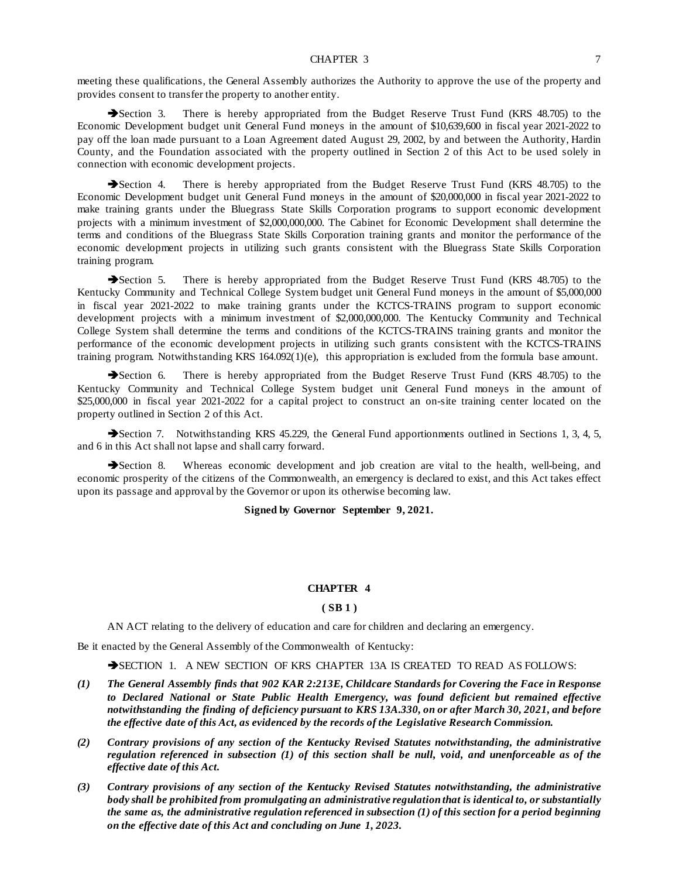meeting these qualifications, the General Assembly authorizes the Authority to approve the use of the property and provides consent to transfer the property to another entity.

➔Section 3. There is hereby appropriated from the Budget Reserve Trust Fund (KRS 48.705) to the Economic Development budget unit General Fund moneys in the amount of $10,639,600 in fiscal year 2021-2022 to pay off the loan made pursuant to a Loan Agreement dated August 29, 2002, by and between the Authority, Hardin County, and the Foundation associated with the property outlined in Section 2 of this Act to be used solely in connection with economic development projects.

➔Section 4. There is hereby appropriated from the Budget Reserve Trust Fund (KRS 48.705) to the Economic Development budget unit General Fund moneys in the amount of $20,000,000 in fiscal year 2021-2022 to make training grants under the Bluegrass State Skills Corporation programs to support economic development projects with a minimum investment of $2,000,000,000. The Cabinet for Economic Development shall determine the terms and conditions of the Bluegrass State Skills Corporation training grants and monitor the performance of the economic development projects in utilizing such grants consistent with the Bluegrass State Skills Corporation training program.

➔Section 5. There is hereby appropriated from the Budget Reserve Trust Fund (KRS 48.705) to the Kentucky Community and Technical College System budget unit General Fund moneys in the amount of $5,000,000 in fiscal year 2021-2022 to make training grants under the KCTCS-TRAINS program to support economic development projects with a minimum investment of $2,000,000,000. The Kentucky Community and Technical College System shall determine the terms and conditions of the KCTCS-TRAINS training grants and monitor the performance of the economic development projects in utilizing such grants consistent with the KCTCS-TRAINS training program. Notwithstanding KRS 164.092(1)(e), this appropriation is excluded from the formula base amount.

➔Section 6. There is hereby appropriated from the Budget Reserve Trust Fund (KRS 48.705) to the Kentucky Community and Technical College System budget unit General Fund moneys in the amount of $25,000,000 in fiscal year 2021-2022 for a capital project to construct an on-site training center located on the property outlined in Section 2 of this Act.

➔Section 7. Notwithstanding KRS 45.229, the General Fund apportionments outlined in Sections 1, 3, 4, 5, and 6 in this Act shall not lapse and shall carry forward.

➔Section 8. Whereas economic development and job creation are vital to the health, well-being, and economic prosperity of the citizens of the Commonwealth, an emergency is declared to exist, and this Act takes effect upon its passage and approval by the Governor or upon its otherwise becoming law.

**Signed by Governor September 9, 2021.**

## CHAPTER 4

**( SB 1 )**

AN ACT relating to the delivery of education and care for children and declaring an emergency.

Be it enacted by the General Assembly of the Commonwealth of Kentucky:

➔SECTION 1. A NEW SECTION OF KRS CHAPTER 13A IS CREATED TO READ AS FOLLOWS:

***(1) The General Assembly finds that 902 KAR 2:213E, Childcare Standards for Covering the Face in Response to Declared National or State Public Health Emergency, was found deficient but remained effective notwithstanding the finding of deficiency pursuant to KRS 13A.330, on or after March 30, 2021, and before the effective date of this Act, as evidenced by the records of the Legislative Research Commission.***

***(2) Contrary provisions of any section of the Kentucky Revised Statutes notwithstanding, the administrative regulation referenced in subsection (1) of this section shall be null, void, and unenforceable as of the effective date of this Act.***

***(3) Contrary provisions of any section of the Kentucky Revised Statutes notwithstanding, the administrative body shall be prohibited from promulgating an administrative regulation that is identical to, or substantially the same as, the administrative regulation referenced in subsection (1) of this section for a period beginning on the effective date of this Act and concluding on June 1, 2023.***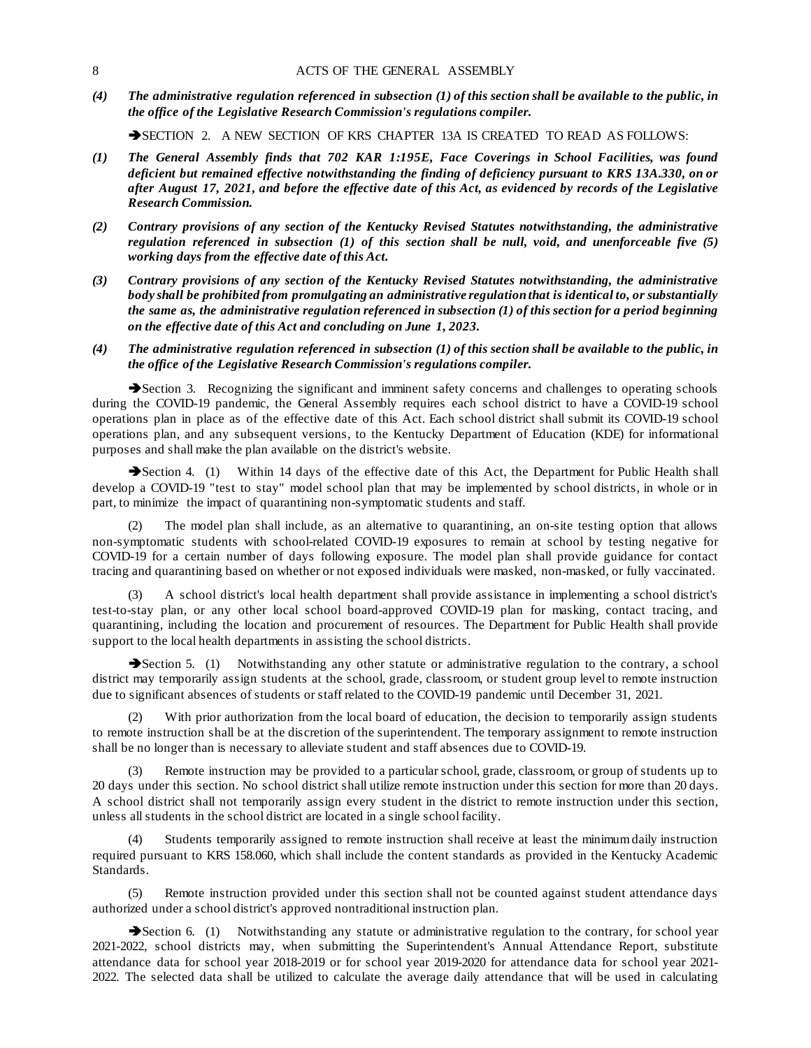*(4) The administrative regulation referenced in subsection (1) of this section shall be available to the public, in the office of the Legislative Research Commission's regulations compiler.*

➔SECTION 2. A NEW SECTION OF KRS CHAPTER 13A IS CREATED TO READ AS FOLLOWS:

*(1) The General Assembly finds that 702 KAR 1:195E, Face Coverings in School Facilities, was found deficient but remained effective notwithstanding the finding of deficiency pursuant to KRS 13A.330, on or after August 17, 2021, and before the effective date of this Act, as evidenced by records of the Legislative Research Commission.*

*(2) Contrary provisions of any section of the Kentucky Revised Statutes notwithstanding, the administrative regulation referenced in subsection (1) of this section shall be null, void, and unenforceable five (5) working days from the effective date of this Act.*

*(3) Contrary provisions of any section of the Kentucky Revised Statutes notwithstanding, the administrative body shall be prohibited from promulgating an administrative regulation that is identical to, or substantially the same as, the administrative regulation referenced in subsection (1) of this section for a period beginning on the effective date of this Act and concluding on June 1, 2023.*

*(4) The administrative regulation referenced in subsection (1) of this section shall be available to the public, in the office of the Legislative Research Commission's regulations compiler.*

➔Section 3. Recognizing the significant and imminent safety concerns and challenges to operating schools during the COVID-19 pandemic, the General Assembly requires each school district to have a COVID-19 school operations plan in place as of the effective date of this Act. Each school district shall submit its COVID-19 school operations plan, and any subsequent versions, to the Kentucky Department of Education (KDE) for informational purposes and shall make the plan available on the district's website.

➔Section 4. (1) Within 14 days of the effective date of this Act, the Department for Public Health shall develop a COVID-19 "test to stay" model school plan that may be implemented by school districts, in whole or in part, to minimize the impact of quarantining non-symptomatic students and staff.

(2) The model plan shall include, as an alternative to quarantining, an on-site testing option that allows non-symptomatic students with school-related COVID-19 exposures to remain at school by testing negative for COVID-19 for a certain number of days following exposure. The model plan shall provide guidance for contact tracing and quarantining based on whether or not exposed individuals were masked, non-masked, or fully vaccinated.

(3) A school district's local health department shall provide assistance in implementing a school district's test-to-stay plan, or any other local school board-approved COVID-19 plan for masking, contact tracing, and quarantining, including the location and procurement of resources. The Department for Public Health shall provide support to the local health departments in assisting the school districts.

➔Section 5. (1) Notwithstanding any other statute or administrative regulation to the contrary, a school district may temporarily assign students at the school, grade, classroom, or student group level to remote instruction due to significant absences of students or staff related to the COVID-19 pandemic until December 31, 2021.

(2) With prior authorization from the local board of education, the decision to temporarily assign students to remote instruction shall be at the discretion of the superintendent. The temporary assignment to remote instruction shall be no longer than is necessary to alleviate student and staff absences due to COVID-19.

(3) Remote instruction may be provided to a particular school, grade, classroom, or group of students up to 20 days under this section. No school district shall utilize remote instruction under this section for more than 20 days. A school district shall not temporarily assign every student in the district to remote instruction under this section, unless all students in the school district are located in a single school facility.

(4) Students temporarily assigned to remote instruction shall receive at least the minimum daily instruction required pursuant to KRS 158.060, which shall include the content standards as provided in the Kentucky Academic Standards.

(5) Remote instruction provided under this section shall not be counted against student attendance days authorized under a school district's approved nontraditional instruction plan.

➔Section 6. (1) Notwithstanding any statute or administrative regulation to the contrary, for school year 2021-2022, school districts may, when submitting the Superintendent's Annual Attendance Report, substitute attendance data for school year 2018-2019 or for school year 2019-2020 for attendance data for school year 2021-2022. The selected data shall be utilized to calculate the average daily attendance that will be used in calculating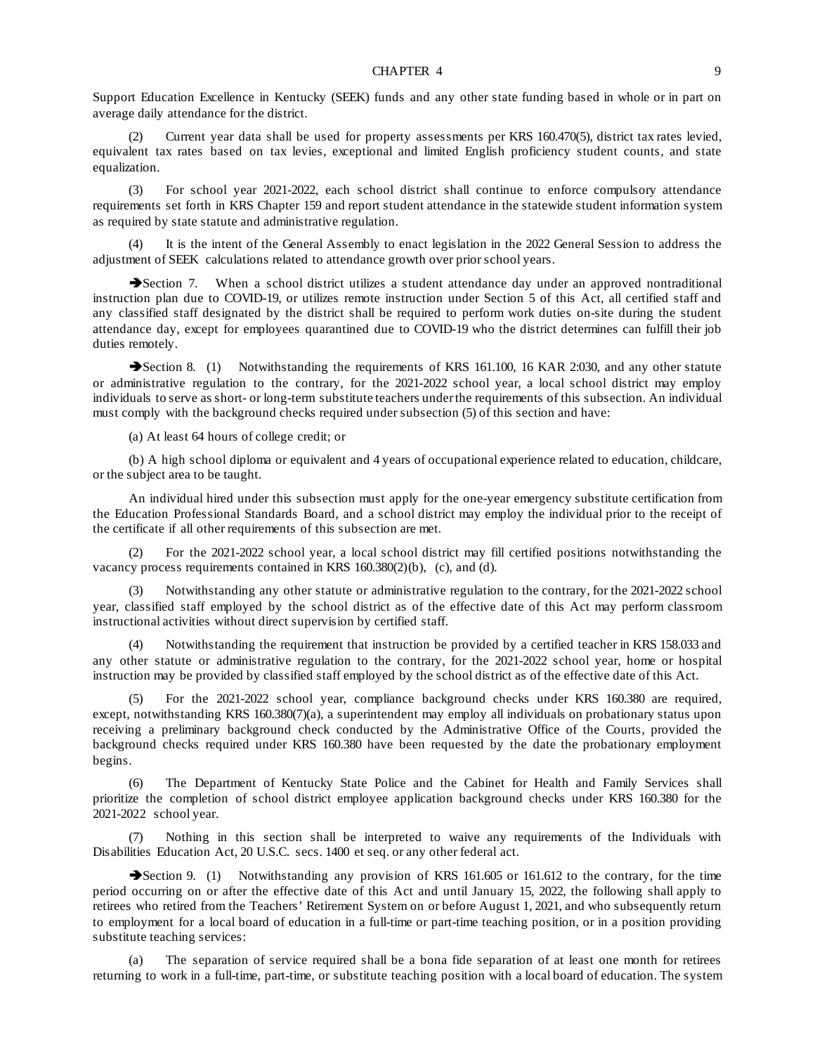Support Education Excellence in Kentucky (SEEK) funds and any other state funding based in whole or in part on average daily attendance for the district.

(2) Current year data shall be used for property assessments per KRS 160.470(5), district tax rates levied, equivalent tax rates based on tax levies, exceptional and limited English proficiency student counts, and state equalization.

(3) For school year 2021-2022, each school district shall continue to enforce compulsory attendance requirements set forth in KRS Chapter 159 and report student attendance in the statewide student information system as required by state statute and administrative regulation.

(4) It is the intent of the General Assembly to enact legislation in the 2022 General Session to address the adjustment of SEEK calculations related to attendance growth over prior school years.

➔Section 7. When a school district utilizes a student attendance day under an approved nontraditional instruction plan due to COVID-19, or utilizes remote instruction under Section 5 of this Act, all certified staff and any classified staff designated by the district shall be required to perform work duties on-site during the student attendance day, except for employees quarantined due to COVID-19 who the district determines can fulfill their job duties remotely.

➔Section 8. (1) Notwithstanding the requirements of KRS 161.100, 16 KAR 2:030, and any other statute or administrative regulation to the contrary, for the 2021-2022 school year, a local school district may employ individuals to serve as short- or long-term substitute teachers under the requirements of this subsection. An individual must comply with the background checks required under subsection (5) of this section and have:

(a) At least 64 hours of college credit; or

(b) A high school diploma or equivalent and 4 years of occupational experience related to education, childcare, or the subject area to be taught.

An individual hired under this subsection must apply for the one-year emergency substitute certification from the Education Professional Standards Board, and a school district may employ the individual prior to the receipt of the certificate if all other requirements of this subsection are met.

(2) For the 2021-2022 school year, a local school district may fill certified positions notwithstanding the vacancy process requirements contained in KRS 160.380(2)(b), (c), and (d).

(3) Notwithstanding any other statute or administrative regulation to the contrary, for the 2021-2022 school year, classified staff employed by the school district as of the effective date of this Act may perform classroom instructional activities without direct supervision by certified staff.

(4) Notwithstanding the requirement that instruction be provided by a certified teacher in KRS 158.033 and any other statute or administrative regulation to the contrary, for the 2021-2022 school year, home or hospital instruction may be provided by classified staff employed by the school district as of the effective date of this Act.

(5) For the 2021-2022 school year, compliance background checks under KRS 160.380 are required, except, notwithstanding KRS 160.380(7)(a), a superintendent may employ all individuals on probationary status upon receiving a preliminary background check conducted by the Administrative Office of the Courts, provided the background checks required under KRS 160.380 have been requested by the date the probationary employment begins.

(6) The Department of Kentucky State Police and the Cabinet for Health and Family Services shall prioritize the completion of school district employee application background checks under KRS 160.380 for the 2021-2022 school year.

(7) Nothing in this section shall be interpreted to waive any requirements of the Individuals with Disabilities Education Act, 20 U.S.C. secs. 1400 et seq. or any other federal act.

➔Section 9. (1) Notwithstanding any provision of KRS 161.605 or 161.612 to the contrary, for the time period occurring on or after the effective date of this Act and until January 15, 2022, the following shall apply to retirees who retired from the Teachers' Retirement System on or before August 1, 2021, and who subsequently return to employment for a local board of education in a full-time or part-time teaching position, or in a position providing substitute teaching services:

(a) The separation of service required shall be a bona fide separation of at least one month for retirees returning to work in a full-time, part-time, or substitute teaching position with a local board of education. The system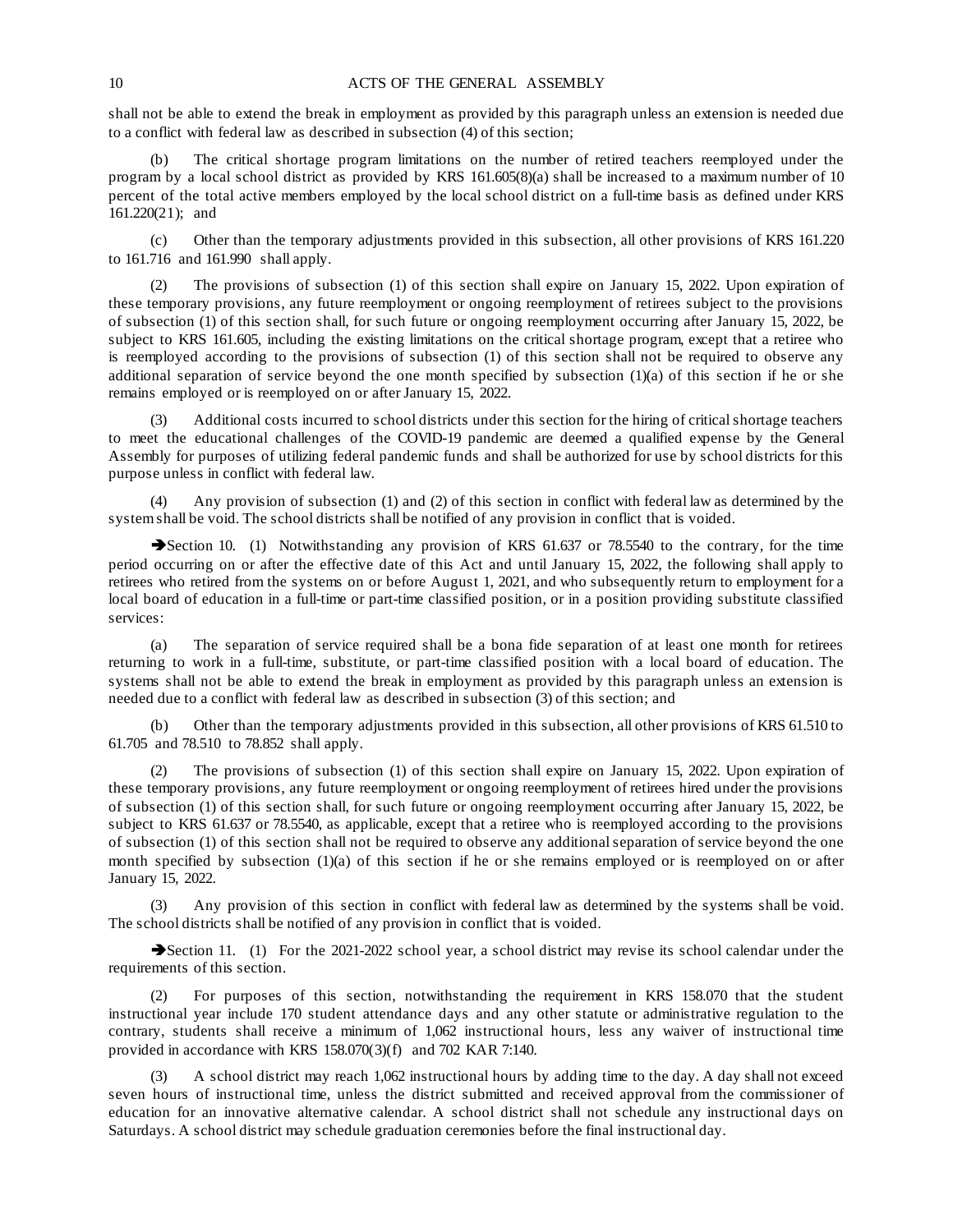shall not be able to extend the break in employment as provided by this paragraph unless an extension is needed due to a conflict with federal law as described in subsection (4) of this section;

(b) The critical shortage program limitations on the number of retired teachers reemployed under the program by a local school district as provided by KRS 161.605(8)(a) shall be increased to a maximum number of 10 percent of the total active members employed by the local school district on a full-time basis as defined under KRS 161.220(21); and

(c) Other than the temporary adjustments provided in this subsection, all other provisions of KRS 161.220 to 161.716 and 161.990 shall apply.

(2) The provisions of subsection (1) of this section shall expire on January 15, 2022. Upon expiration of these temporary provisions, any future reemployment or ongoing reemployment of retirees subject to the provisions of subsection (1) of this section shall, for such future or ongoing reemployment occurring after January 15, 2022, be subject to KRS 161.605, including the existing limitations on the critical shortage program, except that a retiree who is reemployed according to the provisions of subsection (1) of this section shall not be required to observe any additional separation of service beyond the one month specified by subsection (1)(a) of this section if he or she remains employed or is reemployed on or after January 15, 2022.

(3) Additional costs incurred to school districts under this section for the hiring of critical shortage teachers to meet the educational challenges of the COVID-19 pandemic are deemed a qualified expense by the General Assembly for purposes of utilizing federal pandemic funds and shall be authorized for use by school districts for this purpose unless in conflict with federal law.

(4) Any provision of subsection (1) and (2) of this section in conflict with federal law as determined by the system shall be void. The school districts shall be notified of any provision in conflict that is voided.

➔Section 10. (1) Notwithstanding any provision of KRS 61.637 or 78.5540 to the contrary, for the time period occurring on or after the effective date of this Act and until January 15, 2022, the following shall apply to retirees who retired from the systems on or before August 1, 2021, and who subsequently return to employment for a local board of education in a full-time or part-time classified position, or in a position providing substitute classified services:

(a) The separation of service required shall be a bona fide separation of at least one month for retirees returning to work in a full-time, substitute, or part-time classified position with a local board of education. The systems shall not be able to extend the break in employment as provided by this paragraph unless an extension is needed due to a conflict with federal law as described in subsection (3) of this section; and

(b) Other than the temporary adjustments provided in this subsection, all other provisions of KRS 61.510 to 61.705 and 78.510 to 78.852 shall apply.

(2) The provisions of subsection (1) of this section shall expire on January 15, 2022. Upon expiration of these temporary provisions, any future reemployment or ongoing reemployment of retirees hired under the provisions of subsection (1) of this section shall, for such future or ongoing reemployment occurring after January 15, 2022, be subject to KRS 61.637 or 78.5540, as applicable, except that a retiree who is reemployed according to the provisions of subsection (1) of this section shall not be required to observe any additional separation of service beyond the one month specified by subsection (1)(a) of this section if he or she remains employed or is reemployed on or after January 15, 2022.

(3) Any provision of this section in conflict with federal law as determined by the systems shall be void. The school districts shall be notified of any provision in conflict that is voided.

➔Section 11. (1) For the 2021-2022 school year, a school district may revise its school calendar under the requirements of this section.

(2) For purposes of this section, notwithstanding the requirement in KRS 158.070 that the student instructional year include 170 student attendance days and any other statute or administrative regulation to the contrary, students shall receive a minimum of 1,062 instructional hours, less any waiver of instructional time provided in accordance with KRS 158.070(3)(f) and 702 KAR 7:140.

(3) A school district may reach 1,062 instructional hours by adding time to the day. A day shall not exceed seven hours of instructional time, unless the district submitted and received approval from the commissioner of education for an innovative alternative calendar. A school district shall not schedule any instructional days on Saturdays. A school district may schedule graduation ceremonies before the final instructional day.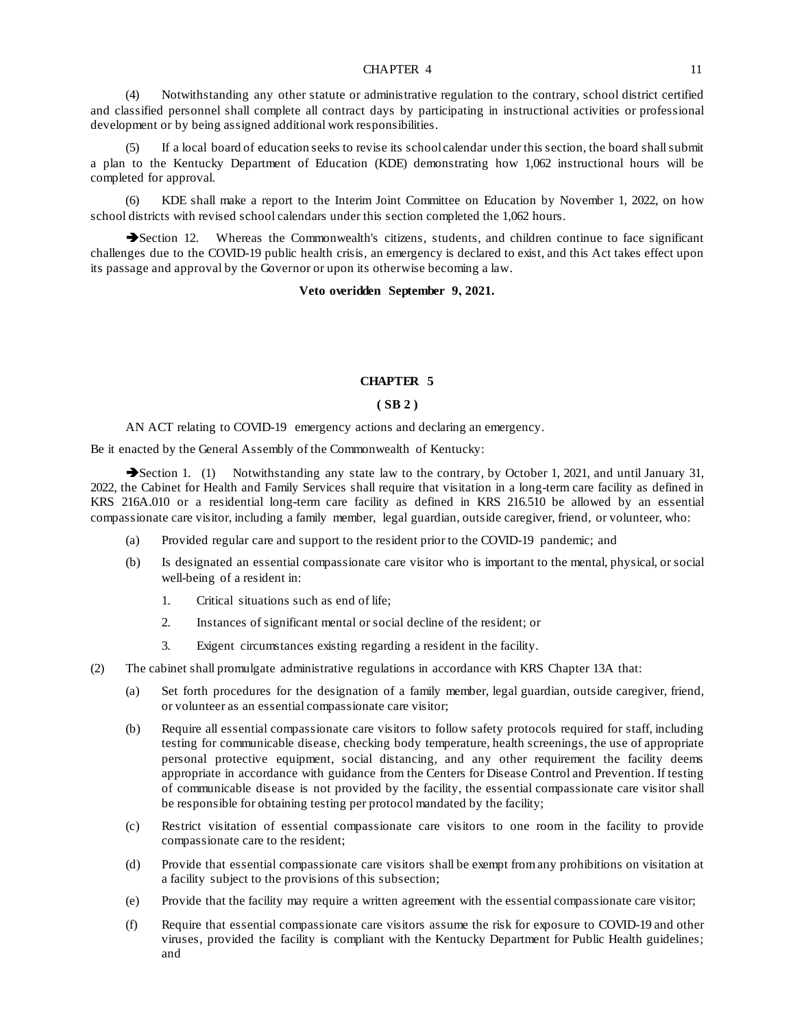(4) Notwithstanding any other statute or administrative regulation to the contrary, school district certified and classified personnel shall complete all contract days by participating in instructional activities or professional development or by being assigned additional work responsibilities.

(5) If a local board of education seeks to revise its school calendar under this section, the board shall submit a plan to the Kentucky Department of Education (KDE) demonstrating how 1,062 instructional hours will be completed for approval.

(6) KDE shall make a report to the Interim Joint Committee on Education by November 1, 2022, on how school districts with revised school calendars under this section completed the 1,062 hours.

➔Section 12. Whereas the Commonwealth's citizens, students, and children continue to face significant challenges due to the COVID-19 public health crisis, an emergency is declared to exist, and this Act takes effect upon its passage and approval by the Governor or upon its otherwise becoming a law.

**Veto overidden September 9, 2021.**

## CHAPTER 5

**( SB 2 )**

AN ACT relating to COVID-19 emergency actions and declaring an emergency.

Be it enacted by the General Assembly of the Commonwealth of Kentucky:

➔Section 1. (1) Notwithstanding any state law to the contrary, by October 1, 2021, and until January 31, 2022, the Cabinet for Health and Family Services shall require that visitation in a long-term care facility as defined in KRS 216A.010 or a residential long-term care facility as defined in KRS 216.510 be allowed by an essential compassionate care visitor, including a family member, legal guardian, outside caregiver, friend, or volunteer, who:

(a) Provided regular care and support to the resident prior to the COVID-19 pandemic; and

(b) Is designated an essential compassionate care visitor who is important to the mental, physical, or social well-being of a resident in:

1. Critical situations such as end of life;

2. Instances of significant mental or social decline of the resident; or

3. Exigent circumstances existing regarding a resident in the facility.

(2) The cabinet shall promulgate administrative regulations in accordance with KRS Chapter 13A that:

(a) Set forth procedures for the designation of a family member, legal guardian, outside caregiver, friend, or volunteer as an essential compassionate care visitor;

(b) Require all essential compassionate care visitors to follow safety protocols required for staff, including testing for communicable disease, checking body temperature, health screenings, the use of appropriate personal protective equipment, social distancing, and any other requirement the facility deems appropriate in accordance with guidance from the Centers for Disease Control and Prevention. If testing of communicable disease is not provided by the facility, the essential compassionate care visitor shall be responsible for obtaining testing per protocol mandated by the facility;

(c) Restrict visitation of essential compassionate care visitors to one room in the facility to provide compassionate care to the resident;

(d) Provide that essential compassionate care visitors shall be exempt from any prohibitions on visitation at a facility subject to the provisions of this subsection;

(e) Provide that the facility may require a written agreement with the essential compassionate care visitor;

(f) Require that essential compassionate care visitors assume the risk for exposure to COVID-19 and other viruses, provided the facility is compliant with the Kentucky Department for Public Health guidelines; and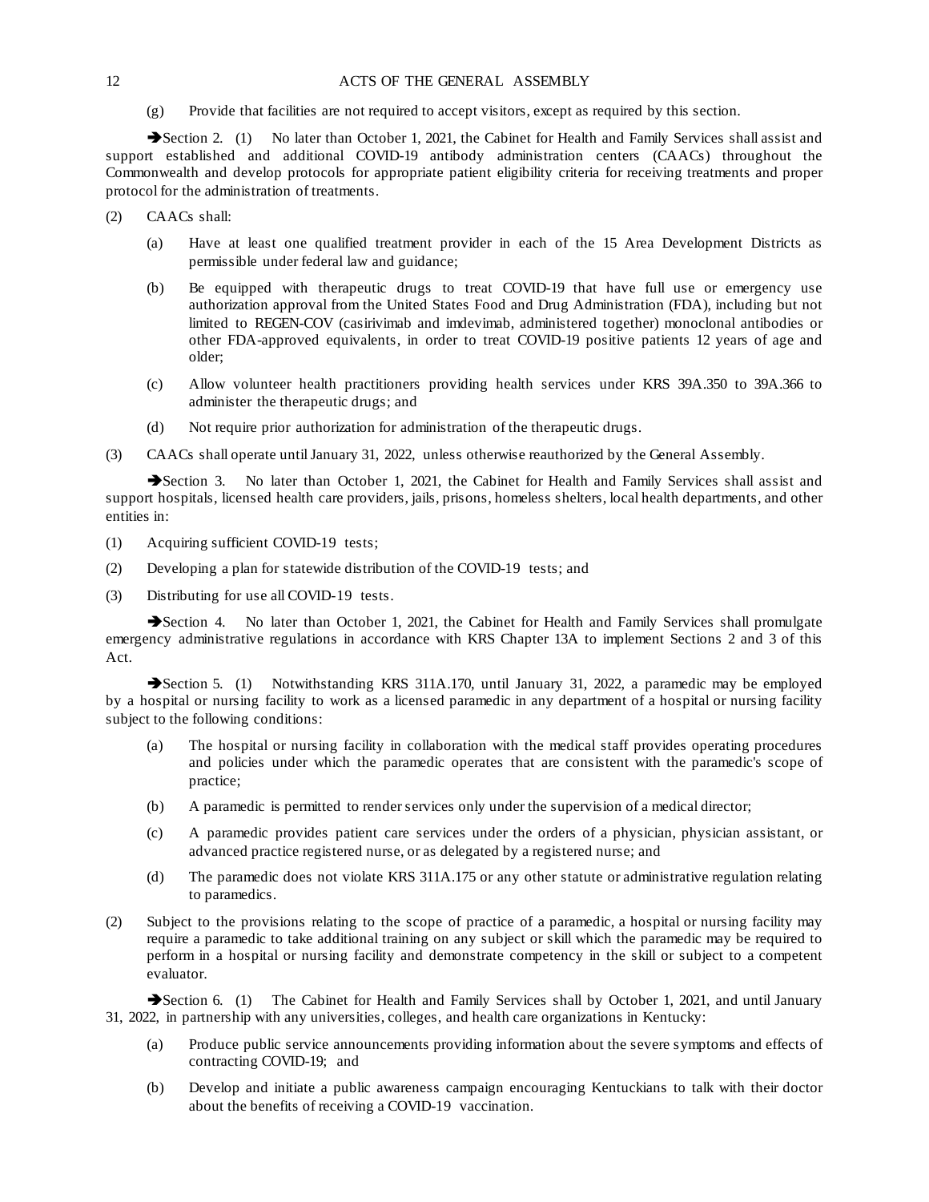(g) Provide that facilities are not required to accept visitors, except as required by this section.

➔Section 2. (1) No later than October 1, 2021, the Cabinet for Health and Family Services shall assist and support established and additional COVID-19 antibody administration centers (CAACs) throughout the Commonwealth and develop protocols for appropriate patient eligibility criteria for receiving treatments and proper protocol for the administration of treatments.

(2) CAACs shall:

(a) Have at least one qualified treatment provider in each of the 15 Area Development Districts as permissible under federal law and guidance;

(b) Be equipped with therapeutic drugs to treat COVID-19 that have full use or emergency use authorization approval from the United States Food and Drug Administration (FDA), including but not limited to REGEN-COV (casirivimab and imdevimab, administered together) monoclonal antibodies or other FDA-approved equivalents, in order to treat COVID-19 positive patients 12 years of age and older;

(c) Allow volunteer health practitioners providing health services under KRS 39A.350 to 39A.366 to administer the therapeutic drugs; and

(d) Not require prior authorization for administration of the therapeutic drugs.

(3) CAACs shall operate until January 31, 2022, unless otherwise reauthorized by the General Assembly.

➔Section 3. No later than October 1, 2021, the Cabinet for Health and Family Services shall assist and support hospitals, licensed health care providers, jails, prisons, homeless shelters, local health departments, and other entities in:

(1) Acquiring sufficient COVID-19 tests;

(2) Developing a plan for statewide distribution of the COVID-19 tests; and

(3) Distributing for use all COVID-19 tests.

➔Section 4. No later than October 1, 2021, the Cabinet for Health and Family Services shall promulgate emergency administrative regulations in accordance with KRS Chapter 13A to implement Sections 2 and 3 of this Act.

➔Section 5. (1) Notwithstanding KRS 311A.170, until January 31, 2022, a paramedic may be employed by a hospital or nursing facility to work as a licensed paramedic in any department of a hospital or nursing facility subject to the following conditions:

(a) The hospital or nursing facility in collaboration with the medical staff provides operating procedures and policies under which the paramedic operates that are consistent with the paramedic's scope of practice;

(b) A paramedic is permitted to render services only under the supervision of a medical director;

(c) A paramedic provides patient care services under the orders of a physician, physician assistant, or advanced practice registered nurse, or as delegated by a registered nurse; and

(d) The paramedic does not violate KRS 311A.175 or any other statute or administrative regulation relating to paramedics.

(2) Subject to the provisions relating to the scope of practice of a paramedic, a hospital or nursing facility may require a paramedic to take additional training on any subject or skill which the paramedic may be required to perform in a hospital or nursing facility and demonstrate competency in the skill or subject to a competent evaluator.

➔Section 6. (1) The Cabinet for Health and Family Services shall by October 1, 2021, and until January 31, 2022, in partnership with any universities, colleges, and health care organizations in Kentucky:

(a) Produce public service announcements providing information about the severe symptoms and effects of contracting COVID-19; and

(b) Develop and initiate a public awareness campaign encouraging Kentuckians to talk with their doctor about the benefits of receiving a COVID-19 vaccination.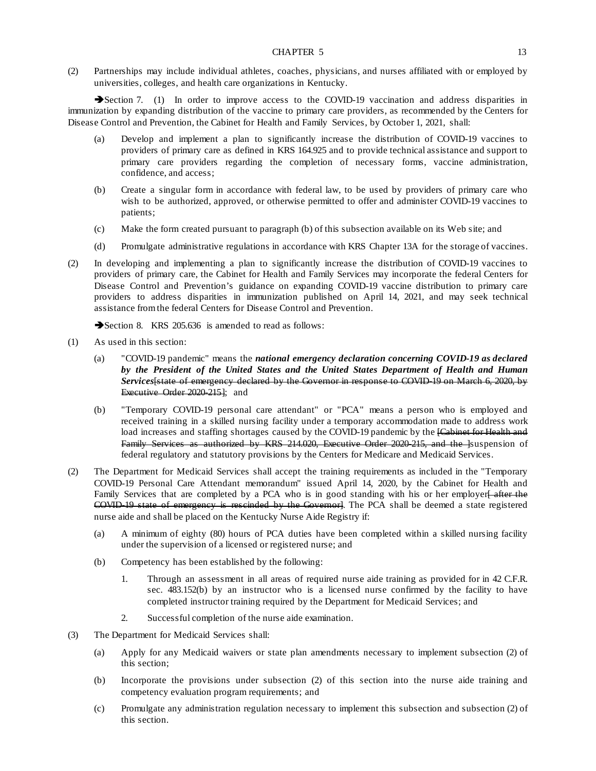(2) Partnerships may include individual athletes, coaches, physicians, and nurses affiliated with or employed by universities, colleges, and health care organizations in Kentucky.

➔Section 7. (1) In order to improve access to the COVID-19 vaccination and address disparities in immunization by expanding distribution of the vaccine to primary care providers, as recommended by the Centers for Disease Control and Prevention, the Cabinet for Health and Family Services, by October 1, 2021, shall:

(a) Develop and implement a plan to significantly increase the distribution of COVID-19 vaccines to providers of primary care as defined in KRS 164.925 and to provide technical assistance and support to primary care providers regarding the completion of necessary forms, vaccine administration, confidence, and access;

(b) Create a singular form in accordance with federal law, to be used by providers of primary care who wish to be authorized, approved, or otherwise permitted to offer and administer COVID-19 vaccines to patients;

(c) Make the form created pursuant to paragraph (b) of this subsection available on its Web site; and

(d) Promulgate administrative regulations in accordance with KRS Chapter 13A for the storage of vaccines.

(2) In developing and implementing a plan to significantly increase the distribution of COVID-19 vaccines to providers of primary care, the Cabinet for Health and Family Services may incorporate the federal Centers for Disease Control and Prevention's guidance on expanding COVID-19 vaccine distribution to primary care providers to address disparities in immunization published on April 14, 2021, and may seek technical assistance from the federal Centers for Disease Control and Prevention.

➔Section 8. KRS 205.636 is amended to read as follows:

(1) As used in this section:

(a) "COVID-19 pandemic" means the ***national emergency declaration concerning COVID-19 as declared by the President of the United States and the United States Department of Health and Human Services***~~[state of emergency declared by the Governor in response to COVID-19 on March 6, 2020, by Executive Order 2020-215]~~; and

(b) "Temporary COVID-19 personal care attendant" or "PCA" means a person who is employed and received training in a skilled nursing facility under a temporary accommodation made to address work load increases and staffing shortages caused by the COVID-19 pandemic by the ~~[Cabinet for Health and Family Services as authorized by KRS 214.020, Executive Order 2020-215, and the ]~~suspension of federal regulatory and statutory provisions by the Centers for Medicare and Medicaid Services.

(2) The Department for Medicaid Services shall accept the training requirements as included in the "Temporary COVID-19 Personal Care Attendant memorandum" issued April 14, 2020, by the Cabinet for Health and Family Services that are completed by a PCA who is in good standing with his or her employer~~[ after the COVID-19 state of emergency is rescinded by the Governor]~~. The PCA shall be deemed a state registered nurse aide and shall be placed on the Kentucky Nurse Aide Registry if:

(a) A minimum of eighty (80) hours of PCA duties have been completed within a skilled nursing facility under the supervision of a licensed or registered nurse; and

(b) Competency has been established by the following:

1. Through an assessment in all areas of required nurse aide training as provided for in 42 C.F.R. sec. 483.152(b) by an instructor who is a licensed nurse confirmed by the facility to have completed instructor training required by the Department for Medicaid Services; and

2. Successful completion of the nurse aide examination.

(3) The Department for Medicaid Services shall:

(a) Apply for any Medicaid waivers or state plan amendments necessary to implement subsection (2) of this section;

(b) Incorporate the provisions under subsection (2) of this section into the nurse aide training and competency evaluation program requirements; and

(c) Promulgate any administration regulation necessary to implement this subsection and subsection (2) of this section.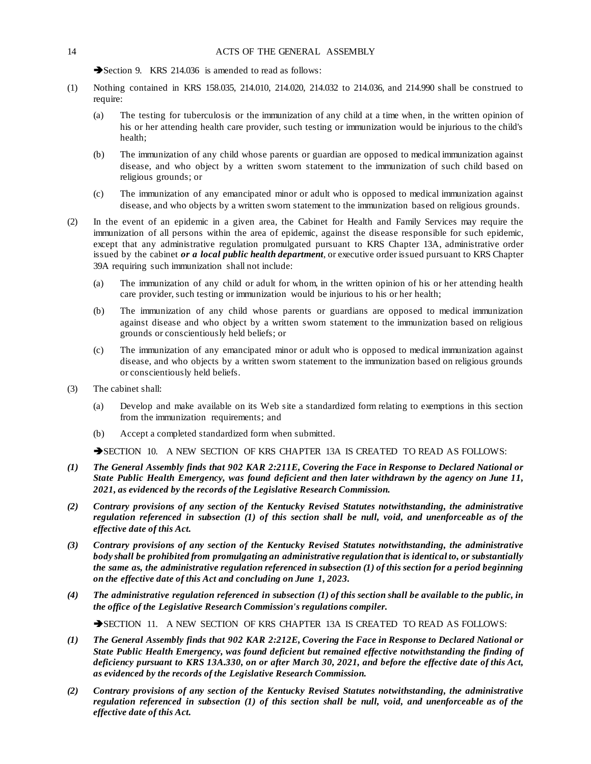➔Section 9. KRS 214.036 is amended to read as follows:

(1) Nothing contained in KRS 158.035, 214.010, 214.020, 214.032 to 214.036, and 214.990 shall be construed to require:

   (a) The testing for tuberculosis or the immunization of any child at a time when, in the written opinion of his or her attending health care provider, such testing or immunization would be injurious to the child's health;

   (b) The immunization of any child whose parents or guardian are opposed to medical immunization against disease, and who object by a written sworn statement to the immunization of such child based on religious grounds; or

   (c) The immunization of any emancipated minor or adult who is opposed to medical immunization against disease, and who objects by a written sworn statement to the immunization based on religious grounds.

(2) In the event of an epidemic in a given area, the Cabinet for Health and Family Services may require the immunization of all persons within the area of epidemic, against the disease responsible for such epidemic, except that any administrative regulation promulgated pursuant to KRS Chapter 13A, administrative order issued by the cabinet ***or a local public health department***, or executive order issued pursuant to KRS Chapter 39A requiring such immunization shall not include:

   (a) The immunization of any child or adult for whom, in the written opinion of his or her attending health care provider, such testing or immunization would be injurious to his or her health;

   (b) The immunization of any child whose parents or guardians are opposed to medical immunization against disease and who object by a written sworn statement to the immunization based on religious grounds or conscientiously held beliefs; or

   (c) The immunization of any emancipated minor or adult who is opposed to medical immunization against disease, and who objects by a written sworn statement to the immunization based on religious grounds or conscientiously held beliefs.

(3) The cabinet shall:

   (a) Develop and make available on its Web site a standardized form relating to exemptions in this section from the immunization requirements; and

   (b) Accept a completed standardized form when submitted.

➔SECTION 10. A NEW SECTION OF KRS CHAPTER 13A IS CREATED TO READ AS FOLLOWS:

***(1) The General Assembly finds that 902 KAR 2:211E, Covering the Face in Response to Declared National or State Public Health Emergency, was found deficient and then later withdrawn by the agency on June 11, 2021, as evidenced by the records of the Legislative Research Commission.***

***(2) Contrary provisions of any section of the Kentucky Revised Statutes notwithstanding, the administrative regulation referenced in subsection (1) of this section shall be null, void, and unenforceable as of the effective date of this Act.***

***(3) Contrary provisions of any section of the Kentucky Revised Statutes notwithstanding, the administrative body shall be prohibited from promulgating an administrative regulation that is identical to, or substantially the same as, the administrative regulation referenced in subsection (1) of this section for a period beginning on the effective date of this Act and concluding on June 1, 2023.***

***(4) The administrative regulation referenced in subsection (1) of this section shall be available to the public, in the office of the Legislative Research Commission's regulations compiler.***

➔SECTION 11. A NEW SECTION OF KRS CHAPTER 13A IS CREATED TO READ AS FOLLOWS:

***(1) The General Assembly finds that 902 KAR 2:212E, Covering the Face in Response to Declared National or State Public Health Emergency, was found deficient but remained effective notwithstanding the finding of deficiency pursuant to KRS 13A.330, on or after March 30, 2021, and before the effective date of this Act, as evidenced by the records of the Legislative Research Commission.***

***(2) Contrary provisions of any section of the Kentucky Revised Statutes notwithstanding, the administrative regulation referenced in subsection (1) of this section shall be null, void, and unenforceable as of the effective date of this Act.***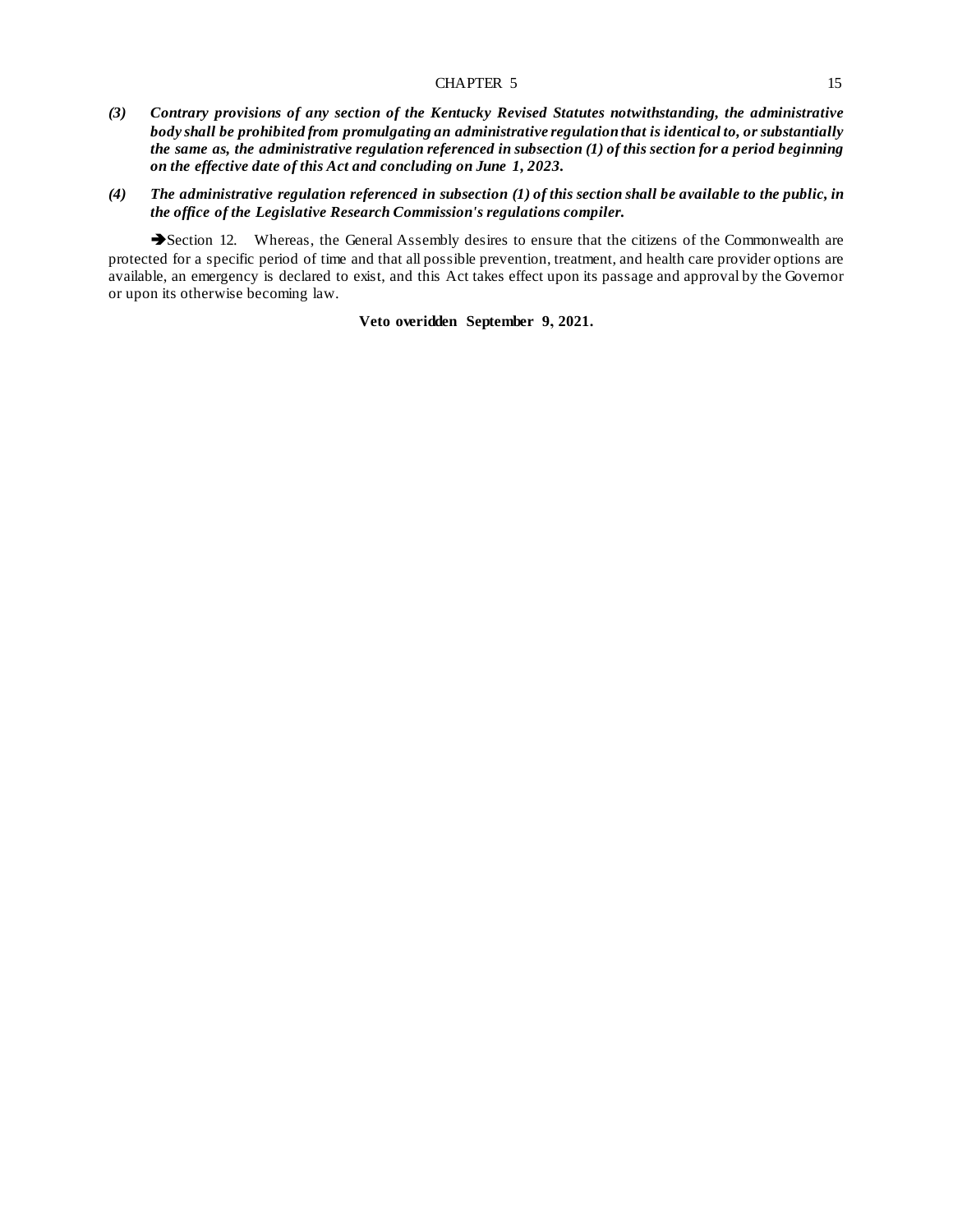***(3)*** ***Contrary provisions of any section of the Kentucky Revised Statutes notwithstanding, the administrative body shall be prohibited from promulgating an administrative regulation that is identical to, or substantially the same as, the administrative regulation referenced in subsection (1) of this section for a period beginning on the effective date of this Act and concluding on June 1, 2023.***

***(4)*** ***The administrative regulation referenced in subsection (1) of this section shall be available to the public, in the office of the Legislative Research Commission's regulations compiler.***

➔Section 12. Whereas, the General Assembly desires to ensure that the citizens of the Commonwealth are protected for a specific period of time and that all possible prevention, treatment, and health care provider options are available, an emergency is declared to exist, and this Act takes effect upon its passage and approval by the Governor or upon its otherwise becoming law.

**Veto overidden September 9, 2021.**